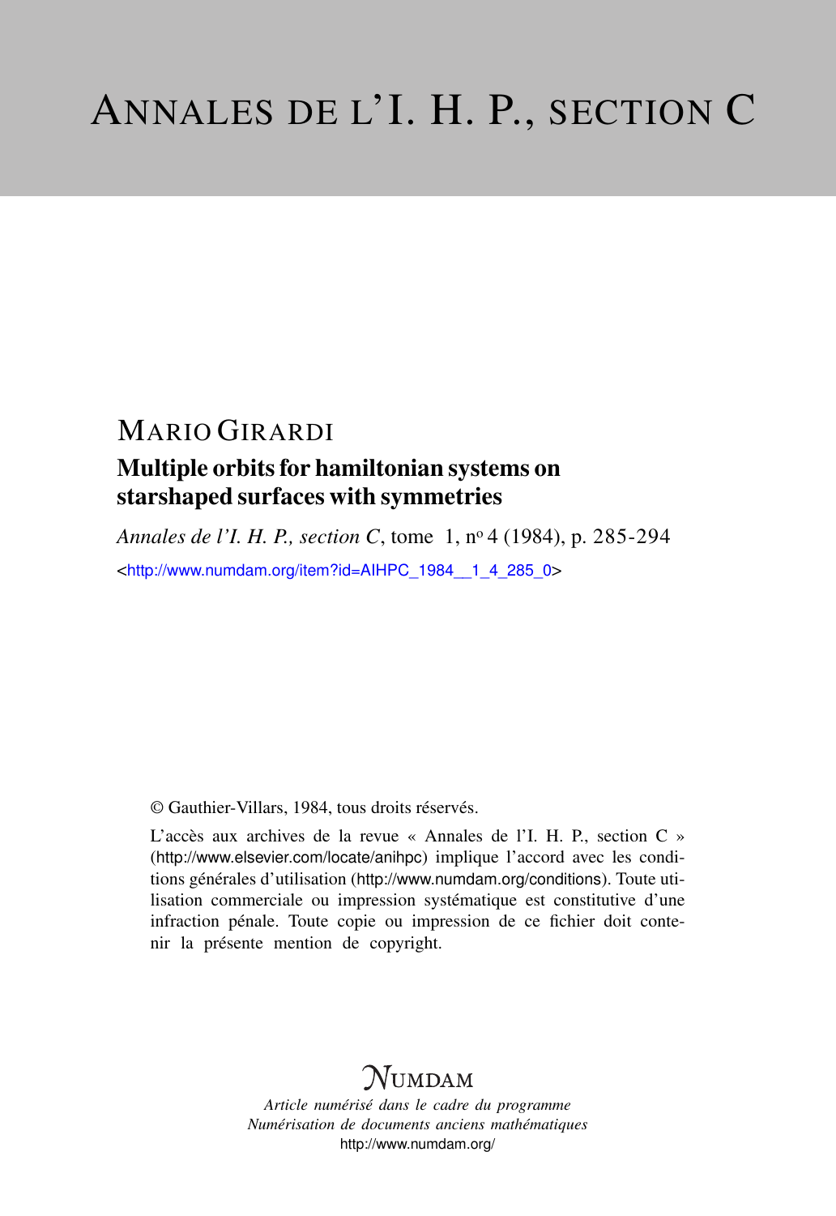# ANNALES DE L'I. H. P., SECTION C

MARIO GIRARDI

## Multiple orbits for hamiltonian systems on starshaped surfaces with symmetries

*Annales de l'I. H. P., section C*, tome 1, nº 4 (1984), p. 285-294

<http://www.numdam.org/item?id=AIHPC_1984__1_4_285_0>

© Gauthier-Villars, 1984, tous droits réservés.

L'accès aux archives de la revue « Annales de l'I. H. P., section C » (http://www.elsevier.com/locate/anihpc) implique l'accord avec les conditions générales d'utilisation (http://www.numdam.org/conditions). Toute utilisation commerciale ou impression systématique est constitutive d'une infraction pénale. Toute copie ou impression de ce fichier doit contenir la présente mention de copyright.

NUMDAM

*Article numérisé dans le cadre du programme*
*Numérisation de documents anciens mathématiques*
http://www.numdam.org/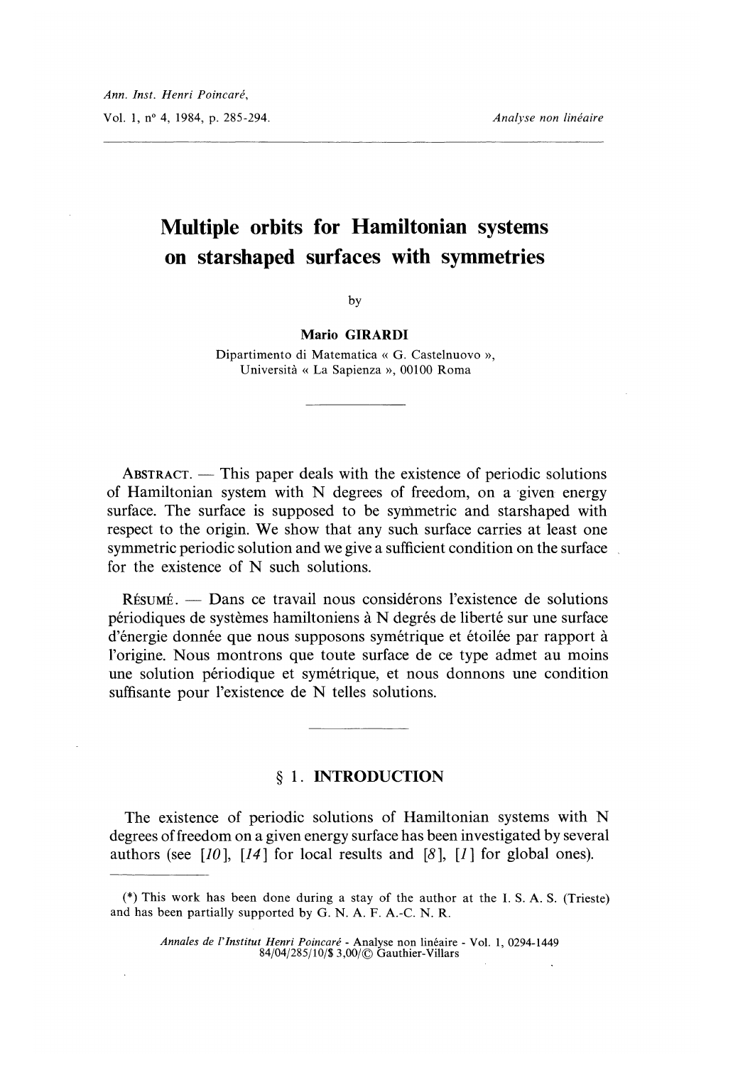Ann. Inst. Henri Poincaré,

Vol. 1, n° 4, 1984, p. 285-294.

*Analyse non linéaire*

# Multiple orbits for Hamiltonian systems on starshaped surfaces with symmetries

by

**Mario GIRARDI**

Dipartimento di Matematica « G. Castelnuovo »,
Università « La Sapienza », 00100 Roma

ABSTRACT. — This paper deals with the existence of periodic solutions of Hamiltonian system with N degrees of freedom, on a given energy surface. The surface is supposed to be symmetric and starshaped with respect to the origin. We show that any such surface carries at least one symmetric periodic solution and we give a sufficient condition on the surface for the existence of N such solutions.

RÉSUMÉ. — Dans ce travail nous considérons l'existence de solutions périodiques de systèmes hamiltoniens à N degrés de liberté sur une surface d'énergie donnée que nous supposons symétrique et étoilée par rapport à l'origine. Nous montrons que toute surface de ce type admet au moins une solution périodique et symétrique, et nous donnons une condition suffisante pour l'existence de N telles solutions.

## § 1. INTRODUCTION

The existence of periodic solutions of Hamiltonian systems with N degrees of freedom on a given energy surface has been investigated by several authors (see [*10*], [*14*] for local results and [*8*], [*1*] for global ones).

(*) This work has been done during a stay of the author at the I. S. A. S. (Trieste) and has been partially supported by G. N. A. F. A.-C. N. R.

Annales de l'Institut Henri Poincaré - Analyse non linéaire - Vol. 1, 0294-1449
84/04/285/10/$ 3,00/© Gauthier-Villars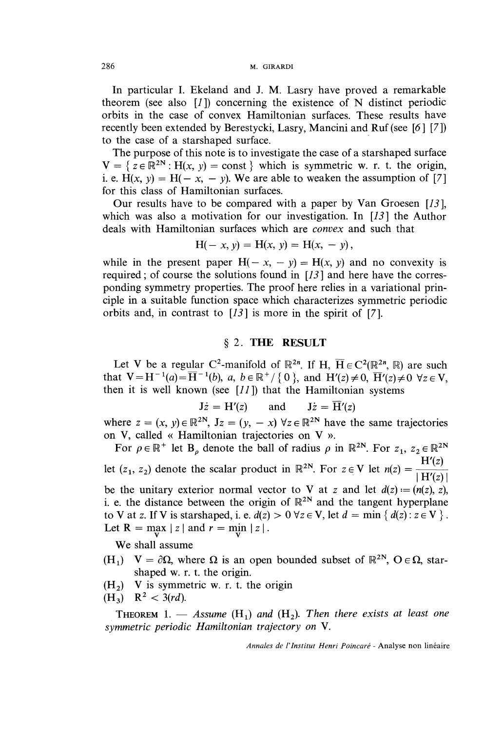In particular I. Ekeland and J. M. Lasry have proved a remarkable theorem (see also [1]) concerning the existence of N distinct periodic orbits in the case of convex Hamiltonian surfaces. These results have recently been extended by Berestycki, Lasry, Mancini and Ruf (see [6] [7]) to the case of a starshaped surface.

The purpose of this note is to investigate the case of a starshaped surface $V = \{ z \in \mathbb{R}^{2N} : H(x, y) = \text{const} \}$ which is symmetric w. r. t. the origin, i. e. $H(x, y) = H(-x, -y)$. We are able to weaken the assumption of [7] for this class of Hamiltonian surfaces.

Our results have to be compared with a paper by Van Groesen [13], which was also a motivation for our investigation. In [13] the Author deals with Hamiltonian surfaces which are *convex* and such that

$$H(-x, y) = H(x, y) = H(x, -y),$$

while in the present paper $H(-x, -y) = H(x, y)$ and no convexity is required; of course the solutions found in [13] and here have the corresponding symmetry properties. The proof here relies in a variational principle in a suitable function space which characterizes symmetric periodic orbits and, in contrast to [13] is more in the spirit of [7].

## § 2. THE RESULT

Let V be a regular $C^2$-manifold of $\mathbb{R}^{2n}$. If $H, \overline{H} \in C^2(\mathbb{R}^{2n}, \mathbb{R})$ are such that $V = H^{-1}(a) = \overline{H}^{-1}(b)$, $a, b \in \mathbb{R}^+ / \{0\}$, and $H'(z) \neq 0$, $\overline{H}'(z) \neq 0$ $\forall z \in V$, then it is well known (see [11]) that the Hamiltonian systems

$$J\dot{z} = H'(z) \quad \text{and} \quad J\dot{z} = \overline{H}'(z)$$

where $z = (x, y) \in \mathbb{R}^{2N}$, $Jz = (y, -x)$ $\forall z \in \mathbb{R}^{2N}$ have the same trajectories on V, called « Hamiltonian trajectories on V ».

For $\rho \in \mathbb{R}^+$ let $B_\rho$ denote the ball of radius $\rho$ in $\mathbb{R}^{2N}$. For $z_1, z_2 \in \mathbb{R}^{2N}$ let $(z_1, z_2)$ denote the scalar product in $\mathbb{R}^{2N}$. For $z \in V$ let $n(z) = \dfrac{H'(z)}{|H'(z)|}$ be the unitary exterior normal vector to V at $z$ and let $d(z) := (n(z), z)$, i. e. the distance between the origin of $\mathbb{R}^{2N}$ and the tangent hyperplane to V at $z$. If V is starshaped, i. e. $d(z) > 0$ $\forall z \in V$, let $d = \min \{ d(z) : z \in V \}$. Let $R = \max\limits_V |z|$ and $r = \min\limits_V |z|$.

We shall assume

($H_1$) $V = \partial\Omega$, where $\Omega$ is an open bounded subset of $\mathbb{R}^{2N}$, $O \in \Omega$, starshaped w. r. t. the origin.

($H_2$) V is symmetric w. r. t. the origin

($H_3$) $R^2 < 3(rd)$.

THEOREM 1. — *Assume* ($H_1$) *and* ($H_2$). *Then there exists at least one symmetric periodic Hamiltonian trajectory on* V.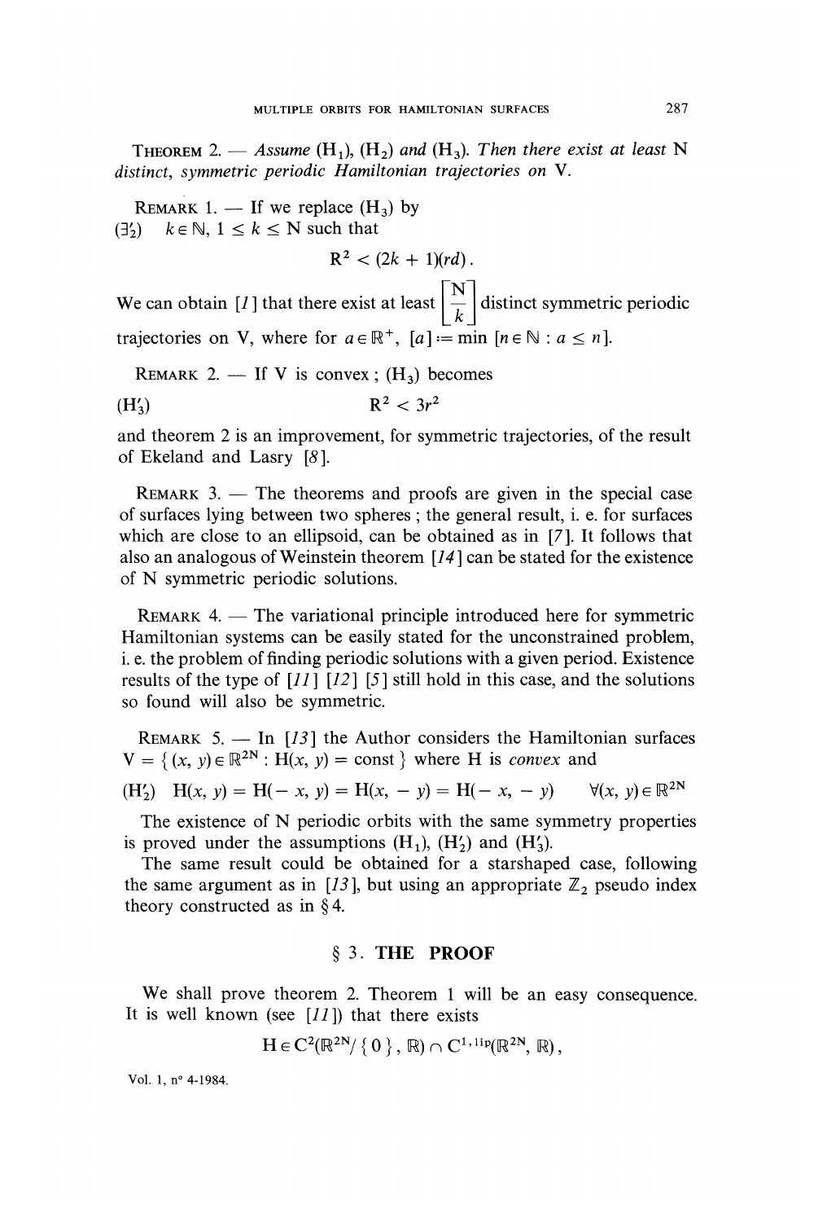**Theorem 2.** — *Assume* ($H_1$), ($H_2$) *and* ($H_3$). *Then there exist at least* N *distinct, symmetric periodic Hamiltonian trajectories on* V.

**Remark 1.** — If we replace ($H_3$) by

($\exists'_2$) $k \in \mathbb{N}$, $1 \leq k \leq \mathrm{N}$ such that

$$\mathrm{R}^2 < (2k + 1)(rd).$$

We can obtain [1] that there exist at least $\left[\dfrac{\mathrm{N}}{k}\right]$ distinct symmetric periodic trajectories on V, where for $a \in \mathbb{R}^+$, $[a] := \min\,[n \in \mathbb{N} : a \leq n]$.

**Remark 2.** — If V is convex ; ($H_3$) becomes

($H'_3$) $$\mathrm{R}^2 < 3r^2$$

and theorem 2 is an improvement, for symmetric trajectories, of the result of Ekeland and Lasry [8].

**Remark 3.** — The theorems and proofs are given in the special case of surfaces lying between two spheres ; the general result, i. e. for surfaces which are close to an ellipsoid, can be obtained as in [7]. It follows that also an analogous of Weinstein theorem [14] can be stated for the existence of N symmetric periodic solutions.

**Remark 4.** — The variational principle introduced here for symmetric Hamiltonian systems can be easily stated for the unconstrained problem, i. e. the problem of finding periodic solutions with a given period. Existence results of the type of [11] [12] [5] still hold in this case, and the solutions so found will also be symmetric.

**Remark 5.** — In [13] the Author considers the Hamiltonian surfaces $\mathrm{V} = \{ (x, y) \in \mathbb{R}^{2\mathrm{N}} : \mathrm{H}(x, y) = \text{const} \}$ where H is *convex* and

($H'_2$) $\mathrm{H}(x, y) = \mathrm{H}(-x, y) = \mathrm{H}(x, -y) = \mathrm{H}(-x, -y) \quad \forall (x, y) \in \mathbb{R}^{2\mathrm{N}}$

The existence of N periodic orbits with the same symmetry properties is proved under the assumptions ($H_1$), ($H'_2$) and ($H'_3$).

The same result could be obtained for a starshaped case, following the same argument as in [13], but using an appropriate $\mathbb{Z}_2$ pseudo index theory constructed as in § 4.

## § 3. THE PROOF

We shall prove theorem 2. Theorem 1 will be an easy consequence. It is well known (see [11]) that there exists

$$\mathrm{H} \in \mathrm{C}^2(\mathbb{R}^{2\mathrm{N}}/\{0\}, \mathbb{R}) \cap \mathrm{C}^{1,\mathrm{lip}}(\mathbb{R}^{2\mathrm{N}}, \mathbb{R}),$$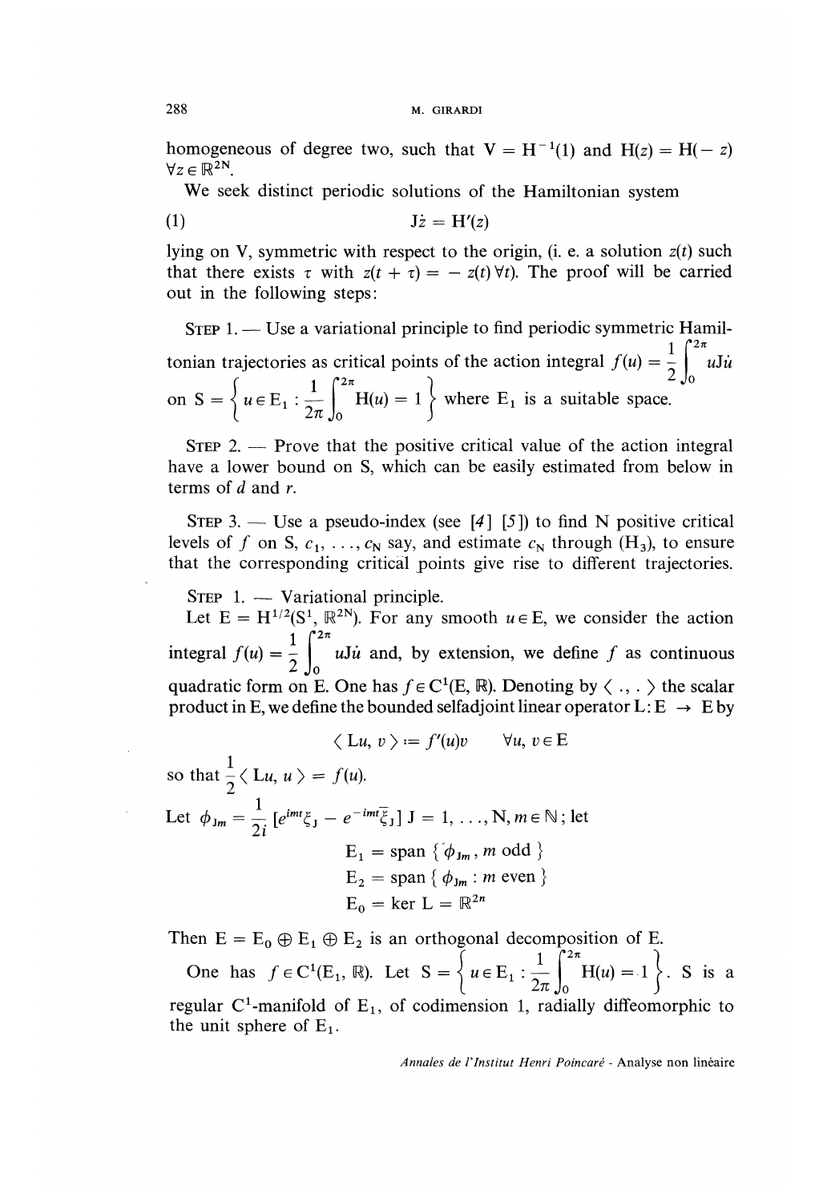homogeneous of degree two, such that $V = H^{-1}(1)$ and $H(z) = H(-z)$ $\forall z \in \mathbb{R}^{2N}$.

We seek distinct periodic solutions of the Hamiltonian system

$$J\dot{z} = H'(z) \tag{1}$$

lying on V, symmetric with respect to the origin, (i. e. a solution $z(t)$ such that there exists $\tau$ with $z(t + \tau) = -z(t)\ \forall t$). The proof will be carried out in the following steps:

STEP 1. — Use a variational principle to find periodic symmetric Hamiltonian trajectories as critical points of the action integral $f(u) = \frac{1}{2}\int_0^{2\pi} uJ\dot{u}$ on $S = \left\{ u \in E_1 : \frac{1}{2\pi}\int_0^{2\pi} H(u) = 1 \right\}$ where $E_1$ is a suitable space.

STEP 2. — Prove that the positive critical value of the action integral have a lower bound on S, which can be easily estimated from below in terms of $d$ and $r$.

STEP 3. — Use a pseudo-index (see [4] [5]) to find N positive critical levels of $f$ on S, $c_1, \ldots, c_N$ say, and estimate $c_N$ through $(H_3)$, to ensure that the corresponding critical points give rise to different trajectories.

STEP 1. — Variational principle.

Let $E = H^{1/2}(S^1, \mathbb{R}^{2N})$. For any smooth $u \in E$, we consider the action integral $f(u) = \frac{1}{2}\int_0^{2\pi} uJ\dot{u}$ and, by extension, we define $f$ as continuous quadratic form on E. One has $f \in C^1(E, \mathbb{R})$. Denoting by $\langle \cdot, \cdot \rangle$ the scalar product in E, we define the bounded selfadjoint linear operator $L : E \to E$ by

$$\langle Lu, v \rangle := f'(u)v \qquad \forall u, v \in E$$

so that $\frac{1}{2}\langle Lu, u \rangle = f(u)$.

Let $\phi_{Jm} = \frac{1}{2i}\left[e^{imt}\xi_J - e^{-imt}\bar{\xi}_J\right]$ $J = 1, \ldots, N, m \in \mathbb{N}$; let

$$E_1 = \operatorname{span}\{\phi_{Jm}, m \text{ odd}\}$$
$$E_2 = \operatorname{span}\{\phi_{Jm} : m \text{ even}\}$$
$$E_0 = \ker L = \mathbb{R}^{2n}$$

Then $E = E_0 \oplus E_1 \oplus E_2$ is an orthogonal decomposition of E.

One has $f \in C^1(E_1, \mathbb{R})$. Let $S = \left\{ u \in E_1 : \frac{1}{2\pi}\int_0^{2\pi} H(u) = 1 \right\}$. S is a regular $C^1$-manifold of $E_1$, of codimension 1, radially diffeomorphic to the unit sphere of $E_1$.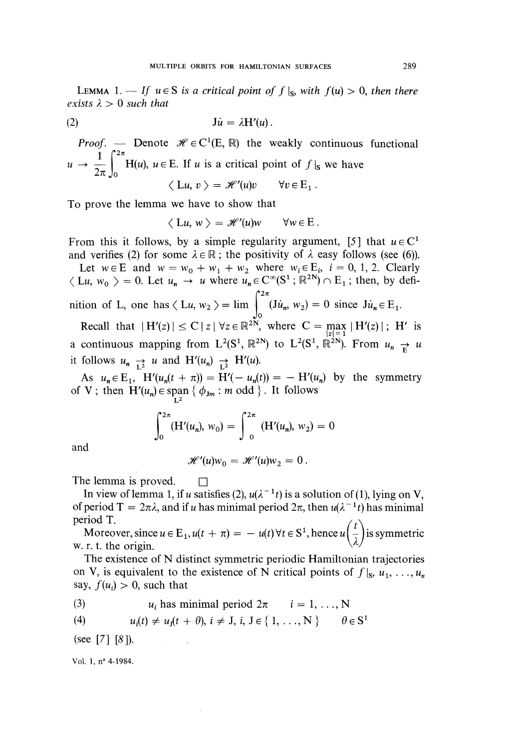LEMMA 1. — *If $u \in S$ is a critical point of $f|_S$, with $f(u) > 0$, then there exists $\lambda > 0$ such that*

$$J\dot{u} = \lambda H'(u). \tag{2}$$

*Proof.* — Denote $\mathscr{H} \in C^1(E, \mathbb{R})$ the weakly continuous functional $u \to \frac{1}{2\pi}\int_0^{2\pi} H(u)$, $u \in E$. If $u$ is a critical point of $f|_S$ we have

$$\langle Lu, v \rangle = \mathscr{H}'(u)v \qquad \forall v \in E_1.$$

To prove the lemma we have to show that

$$\langle Lu, w \rangle = \mathscr{H}'(u)w \qquad \forall w \in E.$$

From this it follows, by a simple regularity argument, [5] that $u \in C^1$ and verifies (2) for some $\lambda \in \mathbb{R}$; the positivity of $\lambda$ easy follows (see (6)).

Let $w \in E$ and $w = w_0 + w_1 + w_2$ where $w_i \in E_i$, $i = 0, 1, 2$. Clearly $\langle Lu, w_0 \rangle = 0$. Let $u_n \to u$ where $u_n \in C^\infty(S^1; \mathbb{R}^{2N}) \cap E_1$; then, by definition of L, one has $\langle Lu, w_2 \rangle = \lim \int_0^{2\pi} (J\dot{u}_n, w_2) = 0$ since $J\dot{u}_n \in E_1$.

Recall that $|H'(z)| \leq C|z|$ $\forall z \in \mathbb{R}^{2N}$, where $C = \max\limits_{|z|=1} |H'(z)|$; H' is a continuous mapping from $L^2(S^1, \mathbb{R}^{2N})$ to $L^2(S^1, \mathbb{R}^{2N})$. From $u_n \underset{E}{\to} u$ it follows $u_n \underset{L^2}{\to} u$ and $H'(u_n) \underset{L^2}{\to} H'(u)$.

As $u_n \in E_1$, $H'(u_n(t + \pi)) = H'(-u_n(t)) = -H'(u_n)$ by the symmetry of V; then $H'(u_n) \in \underset{L^2}{\text{span}} \{ \phi_{jm} : m \text{ odd} \}$. It follows

$$\int_0^{2\pi} (H'(u_n), w_0) = \int_0^{2\pi} (H'(u_n), w_2) = 0$$

and

$$\mathscr{H}'(u)w_0 = \mathscr{H}'(u)w_2 = 0.$$

The lemma is proved. $\square$

In view of lemma 1, if $u$ satisfies (2), $u(\lambda^{-1}t)$ is a solution of (1), lying on V, of period $T = 2\pi\lambda$, and if $u$ has minimal period $2\pi$, then $u(\lambda^{-1}t)$ has minimal period T.

Moreover, since $u \in E_1$, $u(t + \pi) = -u(t)$ $\forall t \in S^1$, hence $u\left(\frac{t}{\lambda}\right)$ is symmetric w. r. t. the origin.

The existence of N distinct symmetric periodic Hamiltonian trajectories on V, is equivalent to the existence of N critical points of $f|_S$, $u_1, \ldots, u_n$ say, $f(u_i) > 0$, such that

$$u_i \text{ has minimal period } 2\pi \qquad i = 1, \ldots, N \tag{3}$$

$$u_i(t) \neq u_J(t + \theta),\ i \neq J,\ i, J \in \{1, \ldots, N\} \qquad \theta \in S^1 \tag{4}$$

(see [7] [8]).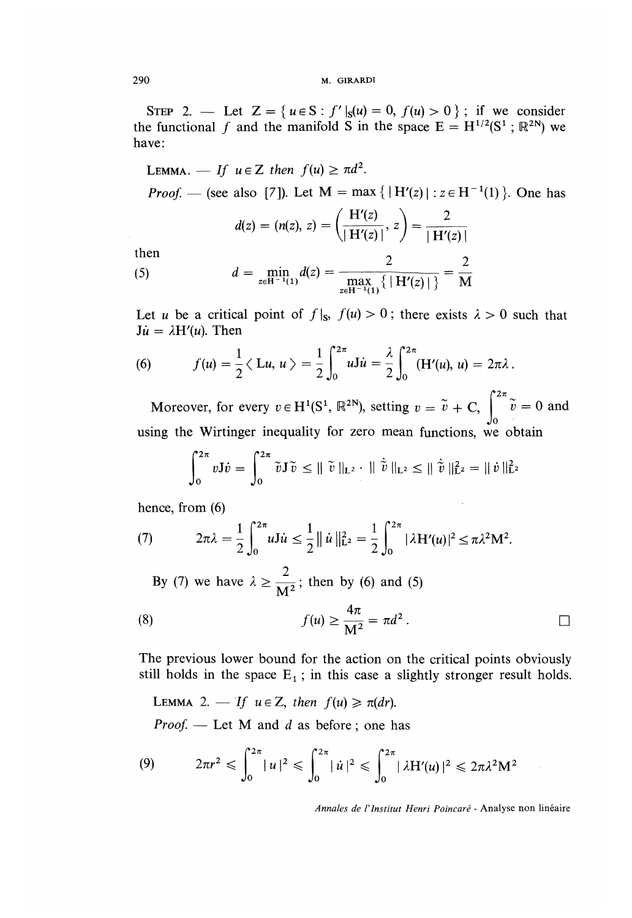STEP 2. — Let $Z = \{ u \in S : f'|_S(u) = 0, f(u) > 0 \}$; if we consider the functional $f$ and the manifold $S$ in the space $E = H^{1/2}(S^1; \mathbb{R}^{2N})$ we have:

LEMMA. — *If $u \in Z$ then $f(u) \geq \pi d^2$.*

*Proof.* — (see also [7]). Let $M = \max \{ | H'(z) | : z \in H^{-1}(1) \}$. One has

$$d(z) = (n(z), z) = \left( \frac{H'(z)}{| H'(z) |}, z \right) = \frac{2}{| H'(z) |}$$

then

$$d = \min_{z \in H^{-1}(1)} d(z) = \frac{2}{\max_{z \in H^{-1}(1)} \{ | H'(z) | \}} = \frac{2}{M} \tag{5}$$

Let $u$ be a critical point of $f|_S$, $f(u) > 0$; there exists $\lambda > 0$ such that $J\dot{u} = \lambda H'(u)$. Then

$$f(u) = \frac{1}{2} \langle Lu, u \rangle = \frac{1}{2} \int_0^{2\pi} uJ\dot{u} = \frac{\lambda}{2} \int_0^{2\pi} (H'(u), u) = 2\pi\lambda. \tag{6}$$

Moreover, for every $v \in H^1(S^1, \mathbb{R}^{2N})$, setting $v = \tilde{v} + C$, $\int_0^{2\pi} \tilde{v} = 0$ and using the Wirtinger inequality for zero mean functions, we obtain

$$\int_0^{2\pi} vJ\dot{v} = \int_0^{2\pi} \tilde{v}J\dot{\tilde{v}} \leq \| \tilde{v} \|_{L^2} \cdot \| \dot{\tilde{v}} \|_{L^2} \leq \| \dot{\tilde{v}} \|_{L^2}^2 = \| \dot{v} \|_{L^2}^2$$

hence, from (6)

$$2\pi\lambda = \frac{1}{2} \int_0^{2\pi} uJ\dot{u} \leq \frac{1}{2} \| \dot{u} \|_{L^2}^2 = \frac{1}{2} \int_0^{2\pi} | \lambda H'(u) |^2 \leq \pi\lambda^2 M^2. \tag{7}$$

By (7) we have $\lambda \geq \dfrac{2}{M^2}$; then by (6) and (5)

$$f(u) \geq \frac{4\pi}{M^2} = \pi d^2. \tag{8}$$

$\square$

The previous lower bound for the action on the critical points obviously still holds in the space $E_1$; in this case a slightly stronger result holds.

LEMMA 2. — *If $u \in Z$, then $f(u) \geqslant \pi(dr)$.*

*Proof.* — Let $M$ and $d$ as before; one has

$$2\pi r^2 \leqslant \int_0^{2\pi} | u |^2 \leqslant \int_0^{2\pi} | \dot{u} |^2 \leqslant \int_0^{2\pi} | \lambda H'(u) |^2 \leqslant 2\pi\lambda^2 M^2 \tag{9}$$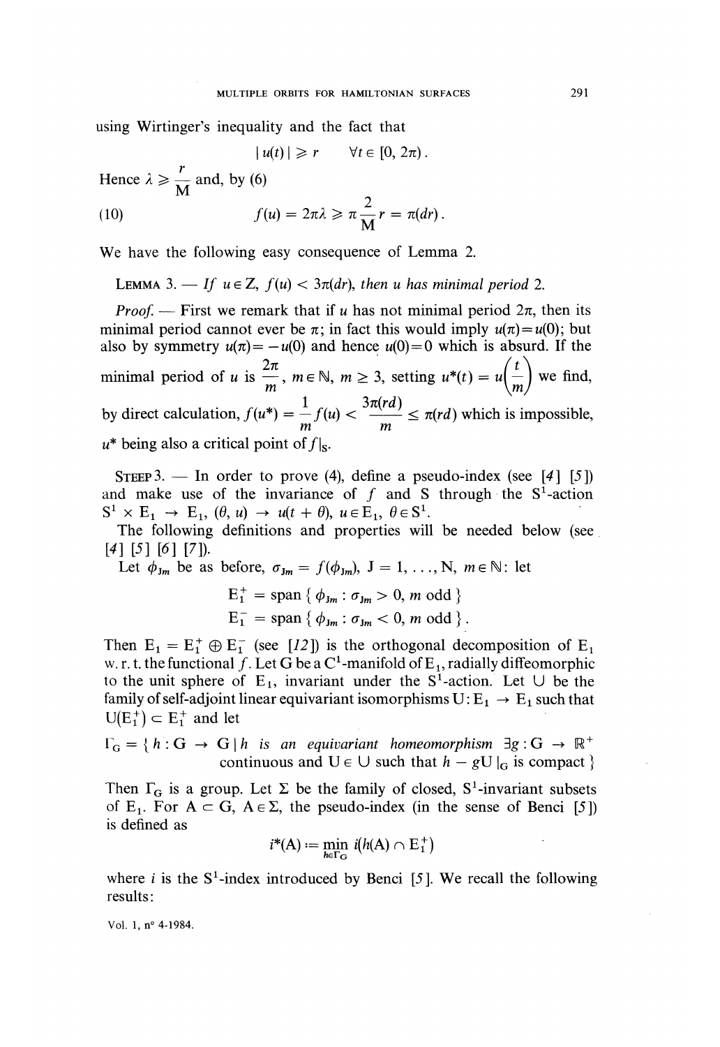using Wirtinger's inequality and the fact that

$$|u(t)| \geqslant r \qquad \forall t \in [0, 2\pi).$$

Hence $\lambda \geqslant \frac{r}{M}$ and, by (6)

$$f(u) = 2\pi\lambda \geqslant \pi \frac{2}{M} r = \pi(dr). \tag{10}$$

We have the following easy consequence of Lemma 2.

LEMMA 3. — *If $u \in Z$, $f(u) < 3\pi(dr)$, then $u$ has minimal period 2.*

*Proof.* — First we remark that if $u$ has not minimal period $2\pi$, then its minimal period cannot ever be $\pi$; in fact this would imply $u(\pi) = u(0)$; but also by symmetry $u(\pi) = -u(0)$ and hence $u(0) = 0$ which is absurd. If the minimal period of $u$ is $\frac{2\pi}{m}$, $m \in \mathbb{N}$, $m \geq 3$, setting $u^*(t) = u\left(\frac{t}{m}\right)$ we find, by direct calculation, $f(u^*) = \frac{1}{m} f(u) < \frac{3\pi(rd)}{m} \leq \pi(rd)$ which is impossible, $u^*$ being also a critical point of $f|_S$.

STEEP 3. — In order to prove (4), define a pseudo-index (see [4] [5]) and make use of the invariance of $f$ and S through the $S^1$-action $S^1 \times E_1 \to E_1$, $(\theta, u) \to u(t + \theta)$, $u \in E_1$, $\theta \in S^1$.

The following definitions and properties will be needed below (see [4] [5] [6] [7]).

Let $\phi_{Jm}$ be as before, $\sigma_{Jm} = f(\phi_{Jm})$, $J = 1, \ldots, N$, $m \in \mathbb{N}$: let

$$E_1^+ = \text{span}\{\phi_{Jm} : \sigma_{Jm} > 0, m \text{ odd}\}$$
$$E_1^- = \text{span}\{\phi_{Jm} : \sigma_{Jm} < 0, m \text{ odd}\}.$$

Then $E_1 = E_1^+ \oplus E_1^-$ (see [12]) is the orthogonal decomposition of $E_1$ w. r. t. the functional $f$. Let G be a $C^1$-manifold of $E_1$, radially diffeomorphic to the unit sphere of $E_1$, invariant under the $S^1$-action. Let U be the family of self-adjoint linear equivariant isomorphisms $U : E_1 \to E_1$ such that $U(E_1^+) \subset E_1^+$ and let

$$\Gamma_G = \{ h : G \to G \mid h \text{ is an equivariant homeomorphism } \exists g : G \to \mathbb{R}^+ \text{ continuous and } U \in U \text{ such that } h - gU|_G \text{ is compact} \}$$

Then $\Gamma_G$ is a group. Let $\Sigma$ be the family of closed, $S^1$-invariant subsets of $E_1$. For $A \subset G$, $A \in \Sigma$, the pseudo-index (in the sense of Benci [5]) is defined as

$$i^*(A) := \min_{h \in \Gamma_G} i(h(A) \cap E_1^+)$$

where $i$ is the $S^1$-index introduced by Benci [5]. We recall the following results: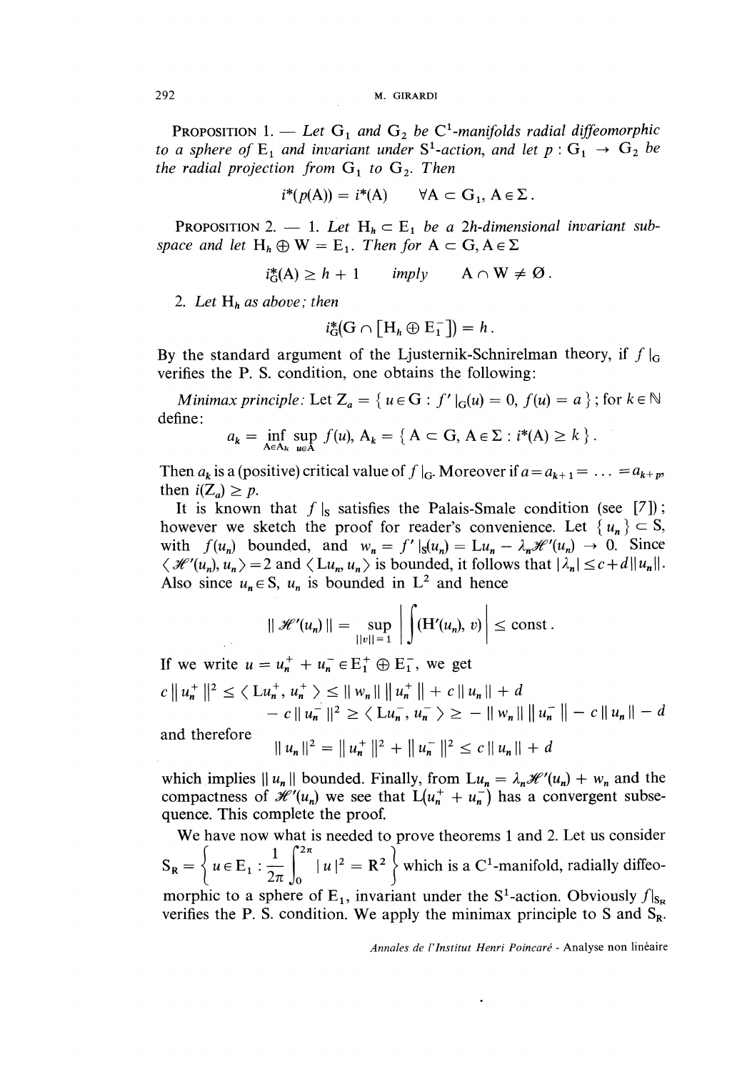**Proposition 1.** — *Let $G_1$ and $G_2$ be $C^1$-manifolds radial diffeomorphic to a sphere of $E_1$ and invariant under $S^1$-action, and let $p : G_1 \to G_2$ be the radial projection from $G_1$ to $G_2$. Then*

$$i^*(p(A)) = i^*(A) \qquad \forall A \subset G_1, A \in \Sigma .$$

**Proposition 2.** — 1. *Let $H_h \subset E_1$ be a $2h$-dimensional invariant subspace and let $H_h \oplus W = E_1$. Then for $A \subset G, A \in \Sigma$*

$$i^*_G(A) \geq h + 1 \qquad imply \qquad A \cap W \neq \emptyset .$$

2. *Let $H_h$ as above; then*

$$i^*_G(G \cap [H_h \oplus E_1^-]) = h .$$

By the standard argument of the Ljusternik-Schnirelman theory, if $f|_G$ verifies the P. S. condition, one obtains the following:

*Minimax principle*: Let $Z_a = \{ u \in G : f'|_G(u) = 0, f(u) = a \}$; for $k \in \mathbb{N}$ define:

$$a_k = \inf_{A \in A_k} \sup_{u \in A} f(u), \; A_k = \{ A \subset G, A \in \Sigma : i^*(A) \geq k \} .$$

Then $a_k$ is a (positive) critical value of $f|_G$. Moreover if $a = a_{k+1} = \ldots = a_{k+p}$, then $i(Z_a) \geq p$.

It is known that $f|_S$ satisfies the Palais-Smale condition (see [7]); however we sketch the proof for reader's convenience. Let $\{ u_n \} \subset S$, with $f(u_n)$ bounded, and $w_n = f'|_S(u_n) = Lu_n - \lambda_n \mathcal{H}'(u_n) \to 0$. Since $\langle \mathcal{H}'(u_n), u_n \rangle = 2$ and $\langle Lu_n, u_n \rangle$ is bounded, it follows that $|\lambda_n| \leq c + d \| u_n \|$. Also since $u_n \in S$, $u_n$ is bounded in $L^2$ and hence

$$\| \mathcal{H}'(u_n) \| = \sup_{\|v\|=1} \left| \int (H'(u_n), v) \right| \leq \text{const} .$$

If we write $u = u_n^+ + u_n^- \in E_1^+ \oplus E_1^-$, we get

$$c \| u_n^+ \|^2 \leq \langle Lu_n^+, u_n^+ \rangle \leq \| w_n \| \, \| u_n^+ \| + c \| u_n \| + d$$
$$- c \| u_n^- \|^2 \geq \langle Lu_n^-, u_n^- \rangle \geq - \| w_n \| \, \| u_n^- \| - c \| u_n \| - d$$

and therefore

$$\| u_n \|^2 = \| u_n^+ \|^2 + \| u_n^- \|^2 \leq c \| u_n \| + d$$

which implies $\| u_n \|$ bounded. Finally, from $Lu_n = \lambda_n \mathcal{H}'(u_n) + w_n$ and the compactness of $\mathcal{H}'(u_n)$ we see that $L(u_n^+ + u_n^-)$ has a convergent subsequence. This complete the proof.

We have now what is needed to prove theorems 1 and 2. Let us consider $S_R = \left\{ u \in E_1 : \frac{1}{2\pi} \int_0^{2\pi} | u |^2 = R^2 \right\}$ which is a $C^1$-manifold, radially diffeomorphic to a sphere of $E_1$, invariant under the $S^1$-action. Obviously $f|_{S_R}$ verifies the P. S. condition. We apply the minimax principle to $S$ and $S_R$.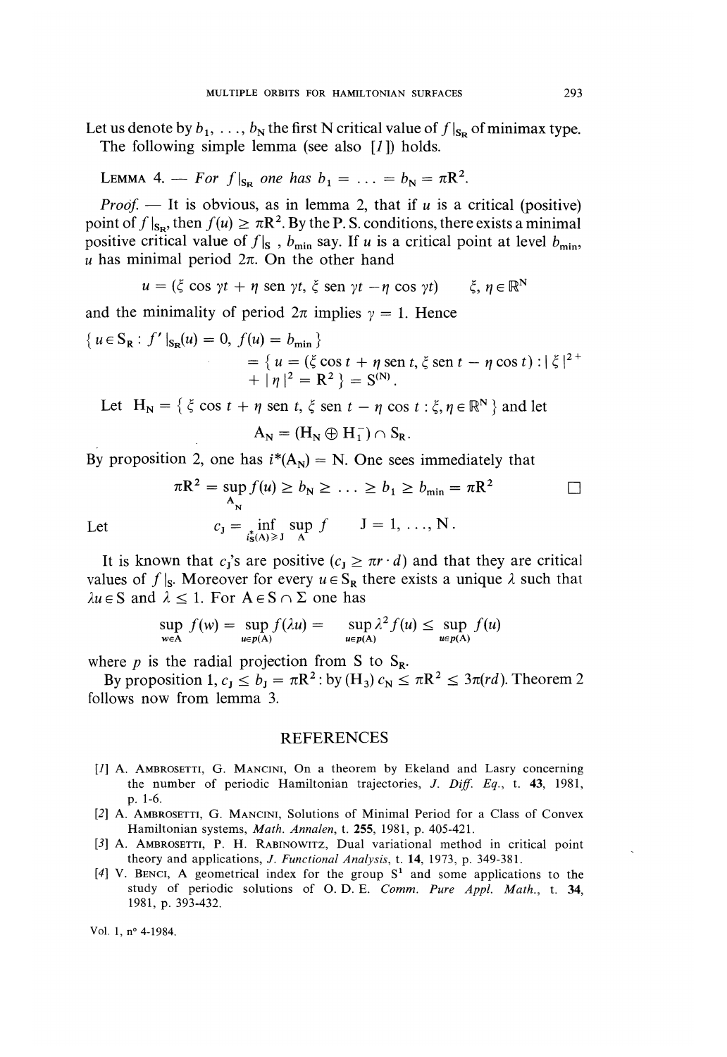Let us denote by $b_1, \ldots, b_N$ the first N critical value of $f|_{S_R}$ of minimax type.

The following simple lemma (see also [1]) holds.

LEMMA 4. — *For $f|_{S_R}$ one has $b_1 = \ldots = b_N = \pi R^2$.*

*Proof.* — It is obvious, as in lemma 2, that if $u$ is a critical (positive) point of $f|_{S_R}$, then $f(u) \geq \pi R^2$. By the P. S. conditions, there exists a minimal positive critical value of $f|_{S_R}$, $b_{\min}$ say. If $u$ is a critical point at level $b_{\min}$, $u$ has minimal period $2\pi$. On the other hand

$$u = (\xi \cos \gamma t + \eta \operatorname{sen} \gamma t, \xi \operatorname{sen} \gamma t - \eta \cos \gamma t) \qquad \xi, \eta \in \mathbb{R}^N$$

and the minimality of period $2\pi$ implies $\gamma = 1$. Hence

$$\{ u \in S_R : f'|_{S_R}(u) = 0, f(u) = b_{\min} \} = \{ u = (\xi \cos t + \eta \operatorname{sen} t, \xi \operatorname{sen} t - \eta \cos t) : |\xi|^2 + |\eta|^2 = R^2 \} = S^{(N)}.$$

Let $H_N = \{ \xi \cos t + \eta \operatorname{sen} t, \xi \operatorname{sen} t - \eta \cos t : \xi, \eta \in \mathbb{R}^N \}$ and let

$$A_N = (H_N \oplus H_1^-) \cap S_R.$$

By proposition 2, one has $i^*(A_N) = N$. One sees immediately that

$$\pi R^2 = \sup_{A_N} f(u) \geq b_N \geq \ldots \geq b_1 \geq b_{\min} = \pi R^2 \qquad \square$$

Let
$$c_J = \inf_{i^*_S(A) \geq J} \sup_A f \qquad J = 1, \ldots, N.$$

It is known that $c_J$'s are positive ($c_J \geq \pi r \cdot d$) and that they are critical values of $f|_S$. Moreover for every $u \in S_R$ there exists a unique $\lambda$ such that $\lambda u \in S$ and $\lambda \leq 1$. For $A \in S \cap \Sigma$ one has

$$\sup_{w \in A} f(w) = \sup_{u \in p(A)} f(\lambda u) = \sup_{u \in p(A)} \lambda^2 f(u) \leq \sup_{u \in p(A)} f(u)$$

where $p$ is the radial projection from S to $S_R$.

By proposition 1, $c_J \leq b_J = \pi R^2$: by ($H_3$) $c_N \leq \pi R^2 \leq 3\pi(rd)$. Theorem 2 follows now from lemma 3.

## REFERENCES

[1] A. AMBROSETTI, G. MANCINI, On a theorem by Ekeland and Lasry concerning the number of periodic Hamiltonian trajectories, *J. Diff. Eq.*, t. **43**, 1981, p. 1-6.

[2] A. AMBROSETTI, G. MANCINI, Solutions of Minimal Period for a Class of Convex Hamiltonian systems, *Math. Annalen*, t. **255**, 1981, p. 405-421.

[3] A. AMBROSETTI, P. H. RABINOWITZ, Dual variational method in critical point theory and applications, *J. Functional Analysis*, t. **14**, 1973, p. 349-381.

[4] V. BENCI, A geometrical index for the group $S^1$ and some applications to the study of periodic solutions of O. D. E. *Comm. Pure Appl. Math.*, t. **34**, 1981, p. 393-432.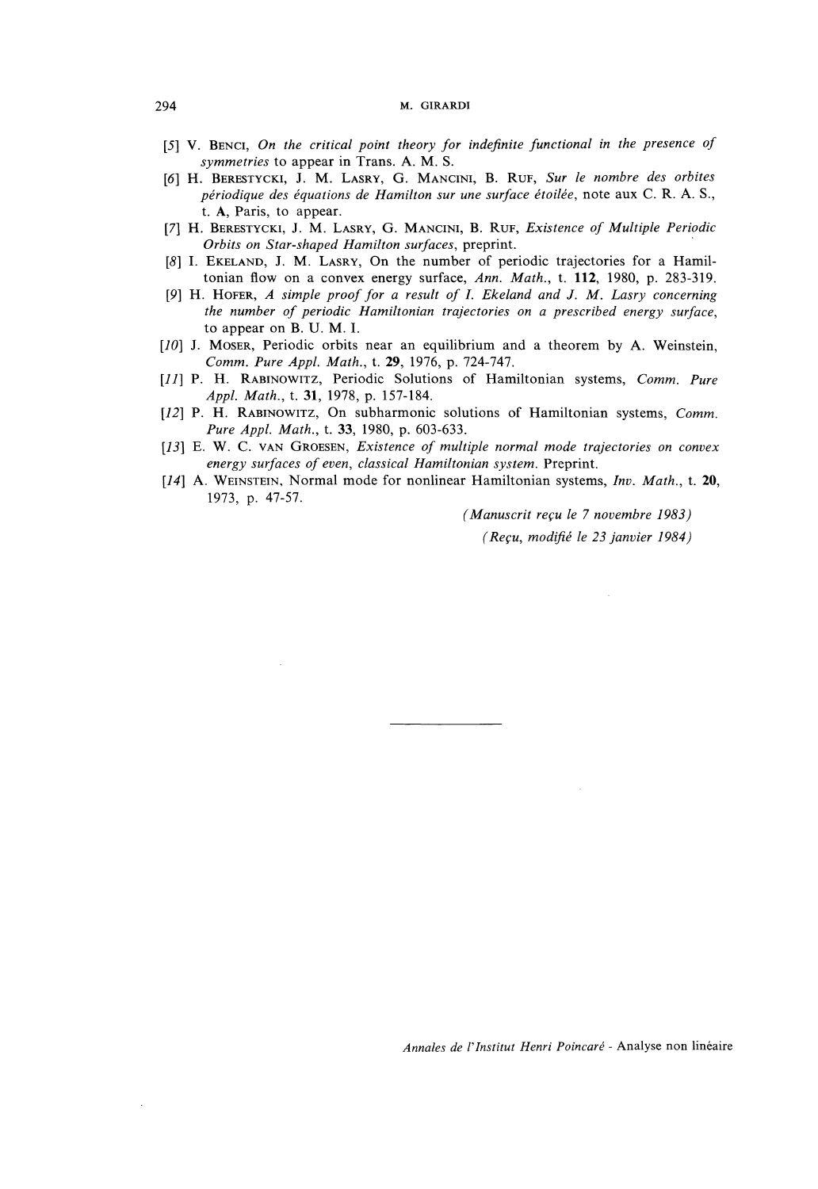[5] V. Benci, *On the critical point theory for indefinite functional in the presence of symmetries* to appear in Trans. A. M. S.

[6] H. Berestycki, J. M. Lasry, G. Mancini, B. Ruf, *Sur le nombre des orbites périodique des équations de Hamilton sur une surface étoilée*, note aux C. R. A. S., t. **A**, Paris, to appear.

[7] H. Berestycki, J. M. Lasry, G. Mancini, B. Ruf, *Existence of Multiple Periodic Orbits on Star-shaped Hamilton surfaces*, preprint.

[8] I. Ekeland, J. M. Lasry, On the number of periodic trajectories for a Hamiltonian flow on a convex energy surface, *Ann. Math.*, t. **112**, 1980, p. 283-319.

[9] H. Hofer, *A simple proof for a result of I. Ekeland and J. M. Lasry concerning the number of periodic Hamiltonian trajectories on a prescribed energy surface*, to appear on B. U. M. I.

[10] J. Moser, Periodic orbits near an equilibrium and a theorem by A. Weinstein, *Comm. Pure Appl. Math.*, t. **29**, 1976, p. 724-747.

[11] P. H. Rabinowitz, Periodic Solutions of Hamiltonian systems, *Comm. Pure Appl. Math.*, t. **31**, 1978, p. 157-184.

[12] P. H. Rabinowitz, On subharmonic solutions of Hamiltonian systems, *Comm. Pure Appl. Math.*, t. **33**, 1980, p. 603-633.

[13] E. W. C. van Groesen, *Existence of multiple normal mode trajectories on convex energy surfaces of even, classical Hamiltonian system*. Preprint.

[14] A. Weinstein, Normal mode for nonlinear Hamiltonian systems, *Inv. Math.*, t. **20**, 1973, p. 47-57.

*(Manuscrit reçu le 7 novembre 1983)*

*(Reçu, modifié le 23 janvier 1984)*